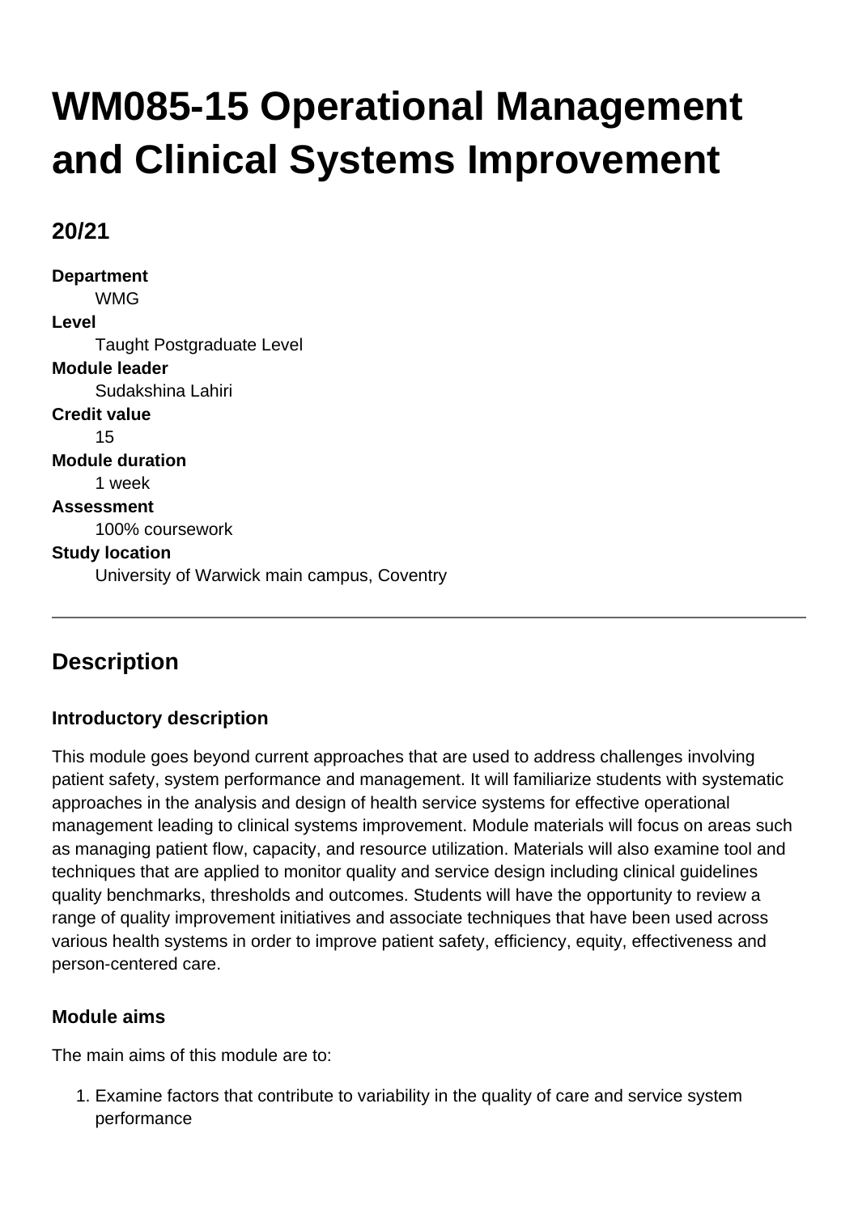# WM085-15 Operational Management and Clinical Systems Improvement

## 20/21

**Department**
WMG

**Level**
Taught Postgraduate Level

**Module leader**
Sudakshina Lahiri

**Credit value**
15

**Module duration**
1 week

**Assessment**
100% coursework

**Study location**
University of Warwick main campus, Coventry

---

## Description

### Introductory description

This module goes beyond current approaches that are used to address challenges involving patient safety, system performance and management. It will familiarize students with systematic approaches in the analysis and design of health service systems for effective operational management leading to clinical systems improvement. Module materials will focus on areas such as managing patient flow, capacity, and resource utilization. Materials will also examine tool and techniques that are applied to monitor quality and service design including clinical guidelines quality benchmarks, thresholds and outcomes. Students will have the opportunity to review a range of quality improvement initiatives and associate techniques that have been used across various health systems in order to improve patient safety, efficiency, equity, effectiveness and person-centered care.

### Module aims

The main aims of this module are to:

1. Examine factors that contribute to variability in the quality of care and service system performance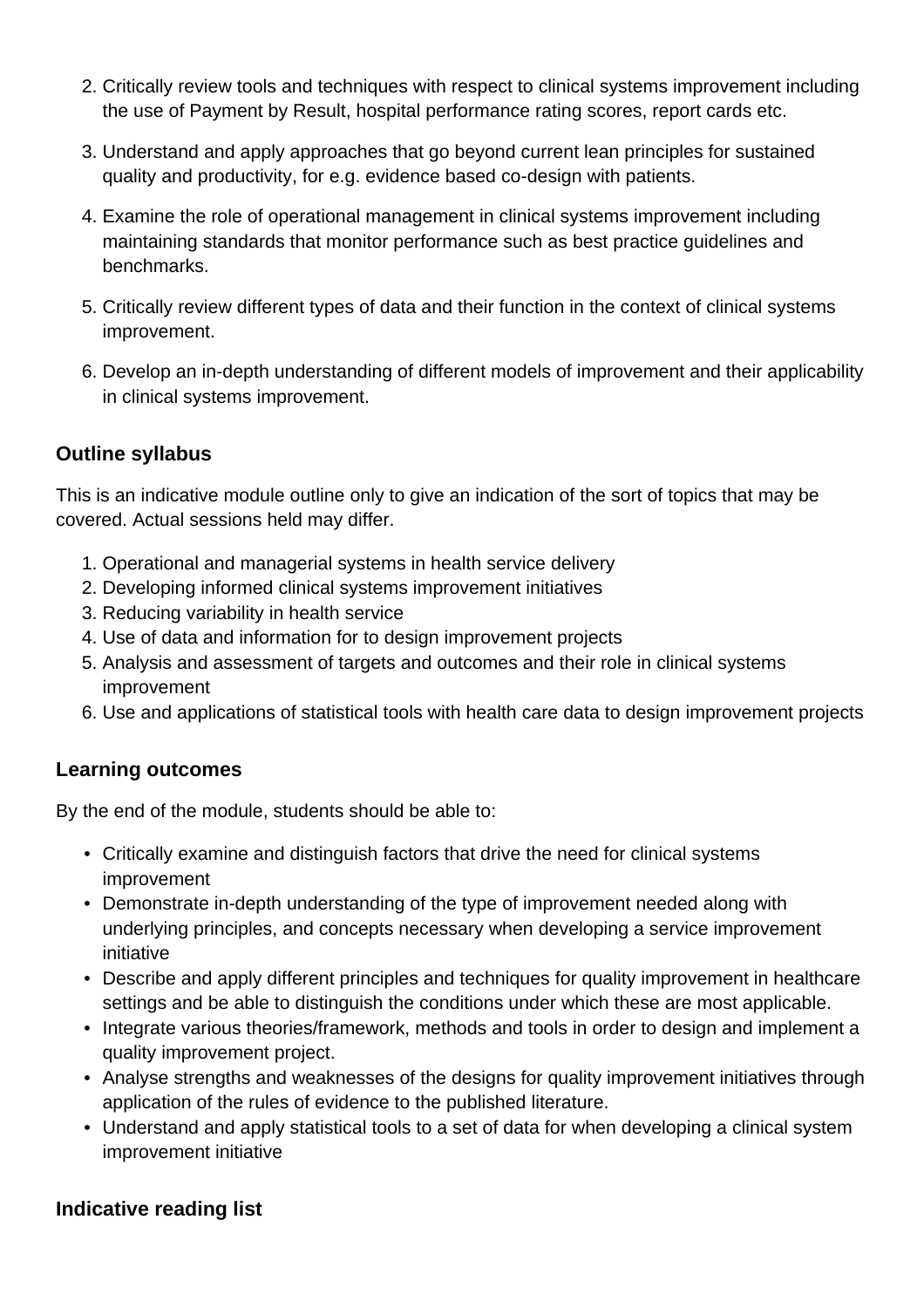2. Critically review tools and techniques with respect to clinical systems improvement including the use of Payment by Result, hospital performance rating scores, report cards etc.
3. Understand and apply approaches that go beyond current lean principles for sustained quality and productivity, for e.g. evidence based co-design with patients.
4. Examine the role of operational management in clinical systems improvement including maintaining standards that monitor performance such as best practice guidelines and benchmarks.
5. Critically review different types of data and their function in the context of clinical systems improvement.
6. Develop an in-depth understanding of different models of improvement and their applicability in clinical systems improvement.

### Outline syllabus

This is an indicative module outline only to give an indication of the sort of topics that may be covered. Actual sessions held may differ.

1. Operational and managerial systems in health service delivery
2. Developing informed clinical systems improvement initiatives
3. Reducing variability in health service
4. Use of data and information for to design improvement projects
5. Analysis and assessment of targets and outcomes and their role in clinical systems improvement
6. Use and applications of statistical tools with health care data to design improvement projects

### Learning outcomes

By the end of the module, students should be able to:

- Critically examine and distinguish factors that drive the need for clinical systems improvement
- Demonstrate in-depth understanding of the type of improvement needed along with underlying principles, and concepts necessary when developing a service improvement initiative
- Describe and apply different principles and techniques for quality improvement in healthcare settings and be able to distinguish the conditions under which these are most applicable.
- Integrate various theories/framework, methods and tools in order to design and implement a quality improvement project.
- Analyse strengths and weaknesses of the designs for quality improvement initiatives through application of the rules of evidence to the published literature.
- Understand and apply statistical tools to a set of data for when developing a clinical system improvement initiative

### Indicative reading list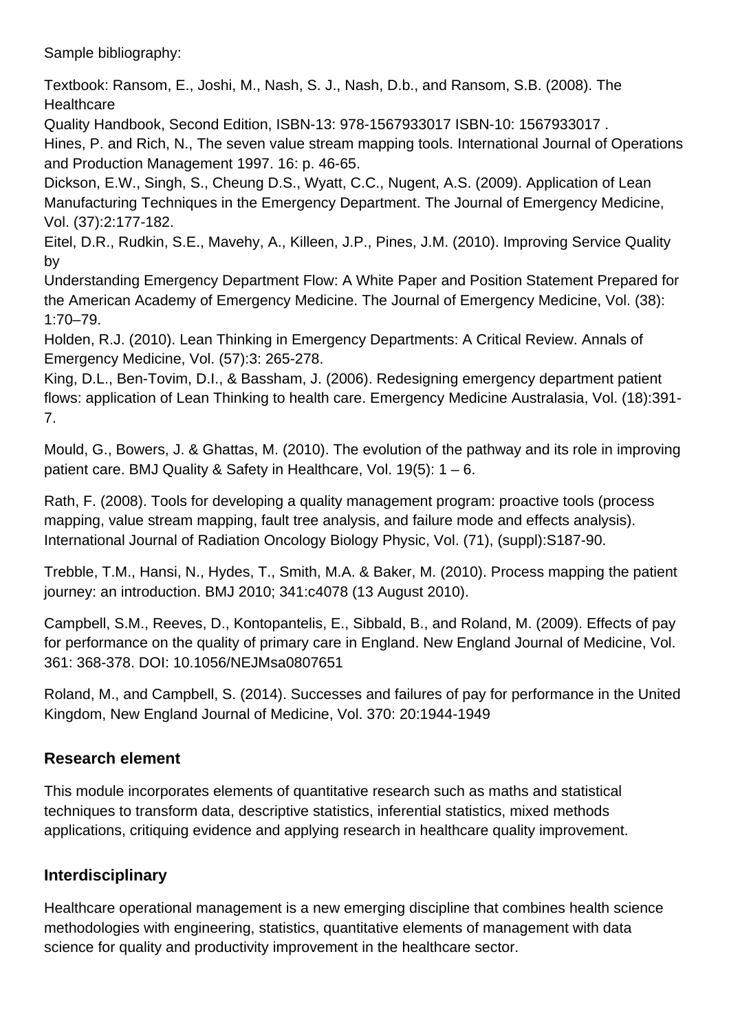Sample bibliography:

Textbook: Ransom, E., Joshi, M., Nash, S. J., Nash, D.b., and Ransom, S.B. (2008). The Healthcare Quality Handbook, Second Edition, ISBN-13: 978-1567933017 ISBN-10: 1567933017 .
Hines, P. and Rich, N., The seven value stream mapping tools. International Journal of Operations and Production Management 1997. 16: p. 46-65.
Dickson, E.W., Singh, S., Cheung D.S., Wyatt, C.C., Nugent, A.S. (2009). Application of Lean Manufacturing Techniques in the Emergency Department. The Journal of Emergency Medicine, Vol. (37):2:177-182.
Eitel, D.R., Rudkin, S.E., Mavehy, A., Killeen, J.P., Pines, J.M. (2010). Improving Service Quality by Understanding Emergency Department Flow: A White Paper and Position Statement Prepared for the American Academy of Emergency Medicine. The Journal of Emergency Medicine, Vol. (38): 1:70–79.
Holden, R.J. (2010). Lean Thinking in Emergency Departments: A Critical Review. Annals of Emergency Medicine, Vol. (57):3: 265-278.
King, D.L., Ben-Tovim, D.I., & Bassham, J. (2006). Redesigning emergency department patient flows: application of Lean Thinking to health care. Emergency Medicine Australasia, Vol. (18):391-7.

Mould, G., Bowers, J. & Ghattas, M. (2010). The evolution of the pathway and its role in improving patient care. BMJ Quality & Safety in Healthcare, Vol. 19(5): 1 – 6.

Rath, F. (2008). Tools for developing a quality management program: proactive tools (process mapping, value stream mapping, fault tree analysis, and failure mode and effects analysis). International Journal of Radiation Oncology Biology Physic, Vol. (71), (suppl):S187-90.

Trebble, T.M., Hansi, N., Hydes, T., Smith, M.A. & Baker, M. (2010). Process mapping the patient journey: an introduction. BMJ 2010; 341:c4078 (13 August 2010).

Campbell, S.M., Reeves, D., Kontopantelis, E., Sibbald, B., and Roland, M. (2009). Effects of pay for performance on the quality of primary care in England. New England Journal of Medicine, Vol. 361: 368-378. DOI: 10.1056/NEJMsa0807651

Roland, M., and Campbell, S. (2014). Successes and failures of pay for performance in the United Kingdom, New England Journal of Medicine, Vol. 370: 20:1944-1949

## Research element

This module incorporates elements of quantitative research such as maths and statistical techniques to transform data, descriptive statistics, inferential statistics, mixed methods applications, critiquing evidence and applying research in healthcare quality improvement.

## Interdisciplinary

Healthcare operational management is a new emerging discipline that combines health science methodologies with engineering, statistics, quantitative elements of management with data science for quality and productivity improvement in the healthcare sector.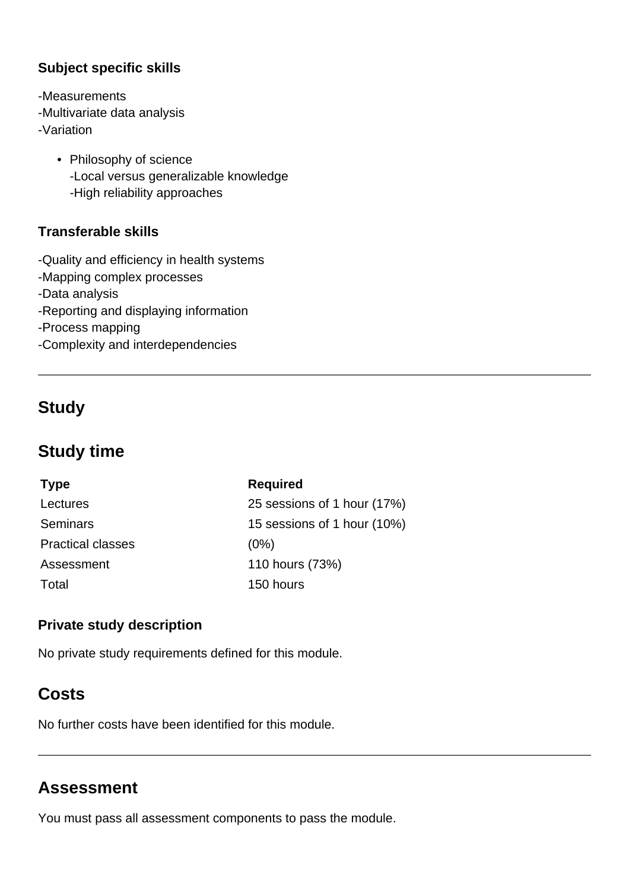### Subject specific skills

-Measurements
-Multivariate data analysis
-Variation

- Philosophy of science
  -Local versus generalizable knowledge
  -High reliability approaches

### Transferable skills

-Quality and efficiency in health systems
-Mapping complex processes
-Data analysis
-Reporting and displaying information
-Process mapping
-Complexity and interdependencies

---

## Study

## Study time

| Type | Required |
|---|---|
| Lectures | 25 sessions of 1 hour (17%) |
| Seminars | 15 sessions of 1 hour (10%) |
| Practical classes | (0%) |
| Assessment | 110 hours (73%) |
| Total | 150 hours |

### Private study description

No private study requirements defined for this module.

## Costs

No further costs have been identified for this module.

---

## Assessment

You must pass all assessment components to pass the module.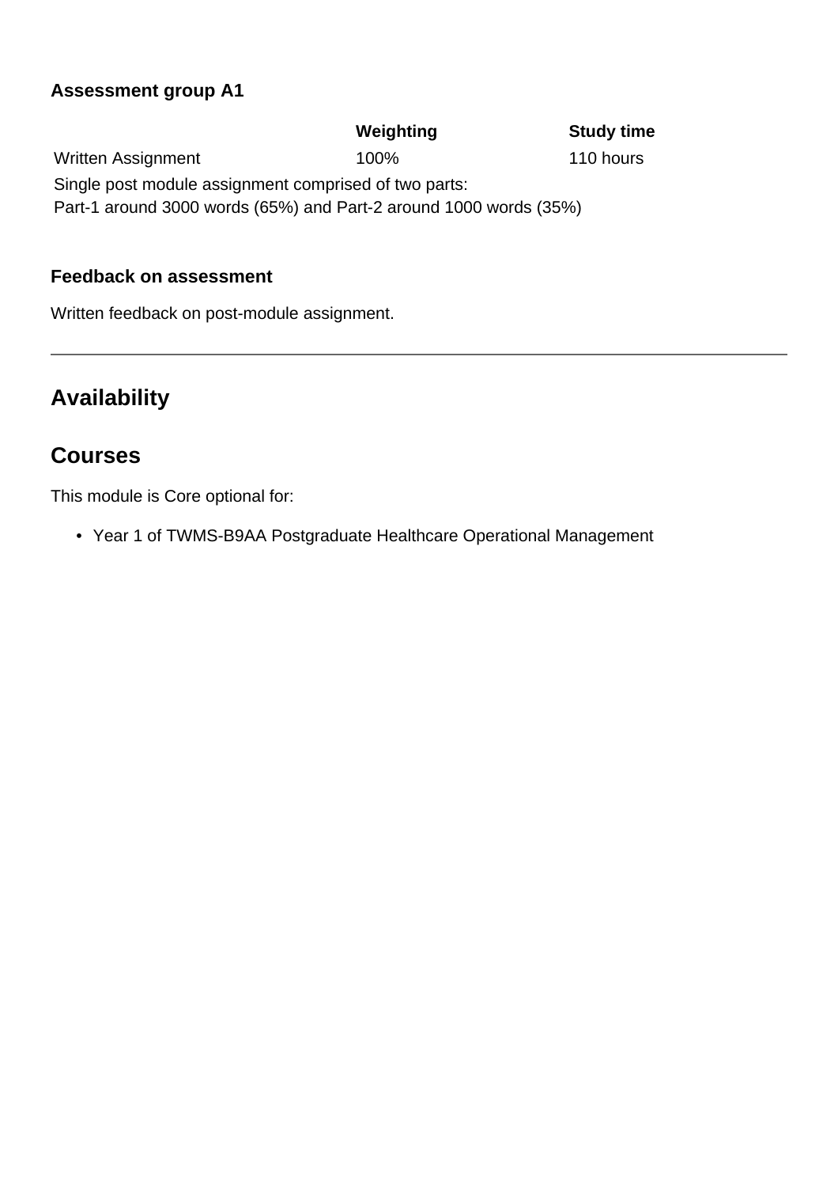**Assessment group A1**

| | Weighting | Study time |
| --- | --- | --- |
| Written Assignment | 100% | 110 hours |

Single post module assignment comprised of two parts:
Part-1 around 3000 words (65%) and Part-2 around 1000 words (35%)

**Feedback on assessment**

Written feedback on post-module assignment.

---

## Availability

## Courses

This module is Core optional for:

- Year 1 of TWMS-B9AA Postgraduate Healthcare Operational Management